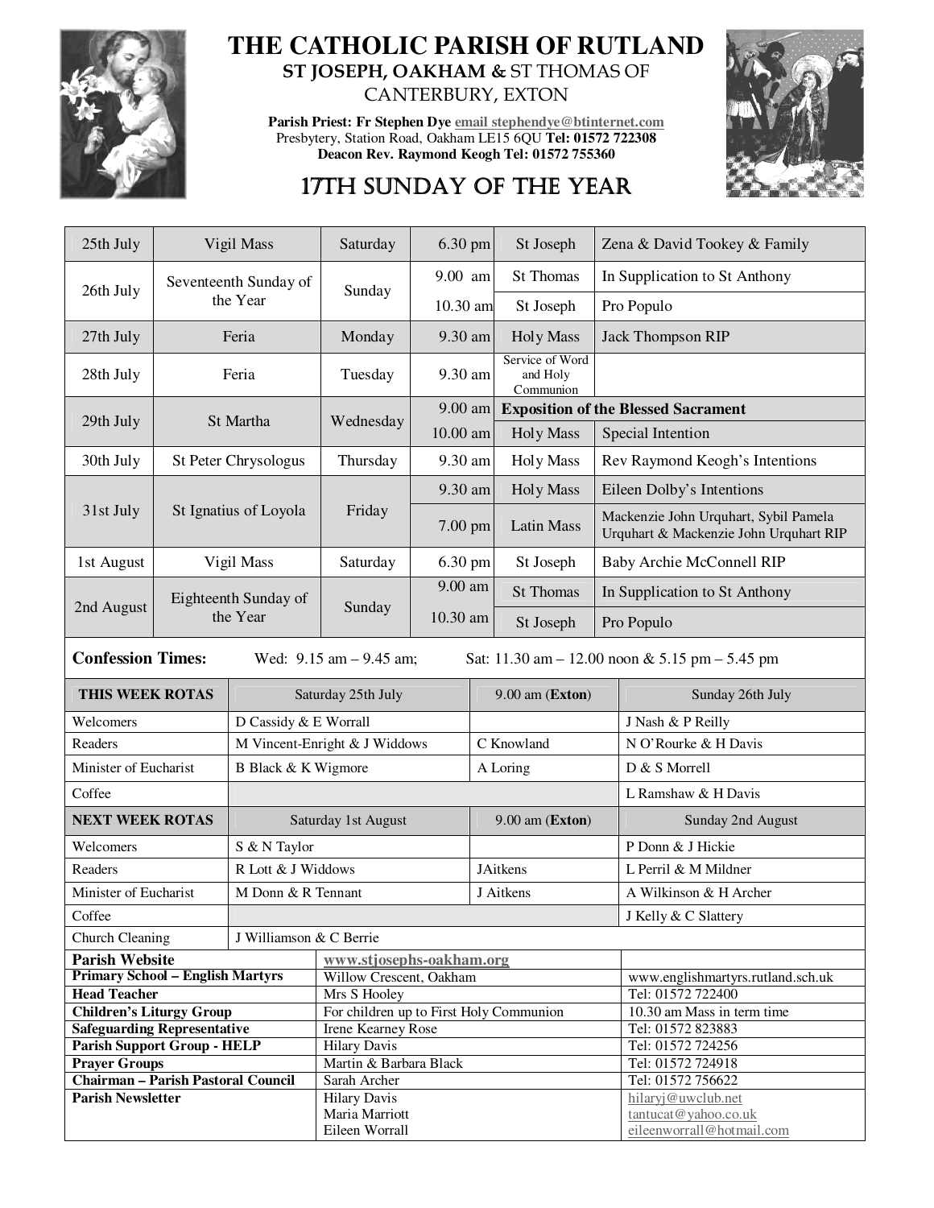# THE CATHOLIC PARISH OF RUTLAND

## ST JOSEPH, OAKHAM & ST THOMAS OF CANTERBURY, EXTON

**Parish Priest: Fr Stephen Dye** email stephendye@btinternet.com
Presbytery, Station Road, Oakham LE15 6QU **Tel: 01572 722308**
**Deacon Rev. Raymond Keogh Tel: 01572 755360**

## 17TH SUNDAY OF THE YEAR

| Date | Day | | Time | Place/Service | Intention |
|---|---|---|---|---|---|
| 25th July | Vigil Mass | Saturday | 6.30 pm | St Joseph | Zena & David Tookey & Family |
| 26th July | Seventeenth Sunday of the Year | Sunday | 9.00 am | St Thomas | In Supplication to St Anthony |
| | | | 10.30 am | St Joseph | Pro Populo |
| 27th July | Feria | Monday | 9.30 am | Holy Mass | Jack Thompson RIP |
| 28th July | Feria | Tuesday | 9.30 am | Service of Word and Holy Communion | |
| 29th July | St Martha | Wednesday | 9.00 am | **Exposition of the Blessed Sacrament** | |
| | | | 10.00 am | Holy Mass | Special Intention |
| 30th July | St Peter Chrysologus | Thursday | 9.30 am | Holy Mass | Rev Raymond Keogh's Intentions |
| 31st July | St Ignatius of Loyola | Friday | 9.30 am | Holy Mass | Eileen Dolby's Intentions |
| | | | 7.00 pm | Latin Mass | Mackenzie John Urquhart, Sybil Pamela Urquhart & Mackenzie John Urquhart RIP |
| 1st August | Vigil Mass | Saturday | 6.30 pm | St Joseph | Baby Archie McConnell RIP |
| 2nd August | Eighteenth Sunday of the Year | Sunday | 9.00 am | St Thomas | In Supplication to St Anthony |
| | | | 10.30 am | St Joseph | Pro Populo |

**Confession Times:** Wed: 9.15 am – 9.45 am; Sat: 11.30 am – 12.00 noon & 5.15 pm – 5.45 pm

| **THIS WEEK ROTAS** | Saturday 25th July | 9.00 am (**Exton**) | Sunday 26th July |
|---|---|---|---|
| Welcomers | D Cassidy & E Worrall | | J Nash & P Reilly |
| Readers | M Vincent-Enright & J Widdows | C Knowland | N O'Rourke & H Davis |
| Minister of Eucharist | B Black & K Wigmore | A Loring | D & S Morrell |
| Coffee | | | L Ramshaw & H Davis |
| **NEXT WEEK ROTAS** | Saturday 1st August | 9.00 am (**Exton**) | Sunday 2nd August |
| Welcomers | S & N Taylor | | P Donn & J Hickie |
| Readers | R Lott & J Widdows | JAitkens | L Perril & M Mildner |
| Minister of Eucharist | M Donn & R Tennant | J Aitkens | A Wilkinson & H Archer |
| Coffee | | | J Kelly & C Slattery |
| Church Cleaning | J Williamson & C Berrie | | |

| | | |
|---|---|---|
| **Parish Website** | www.stjosephs-oakham.org | |
| **Primary School – English Martyrs** | Willow Crescent, Oakham | www.englishmartyrs.rutland.sch.uk |
| **Head Teacher** | Mrs S Hooley | Tel: 01572 722400 |
| **Children's Liturgy Group** | For children up to First Holy Communion | 10.30 am Mass in term time |
| **Safeguarding Representative** | Irene Kearney Rose | Tel: 01572 823883 |
| **Parish Support Group - HELP** | Hilary Davis | Tel: 01572 724256 |
| **Prayer Groups** | Martin & Barbara Black | Tel: 01572 724918 |
| **Chairman – Parish Pastoral Council** | Sarah Archer | Tel: 01572 756622 |
| **Parish Newsletter** | Hilary Davis<br>Maria Marriott<br>Eileen Worrall | hilaryj@uwclub.net<br>tantucat@yahoo.co.uk<br>eileenworrall@hotmail.com |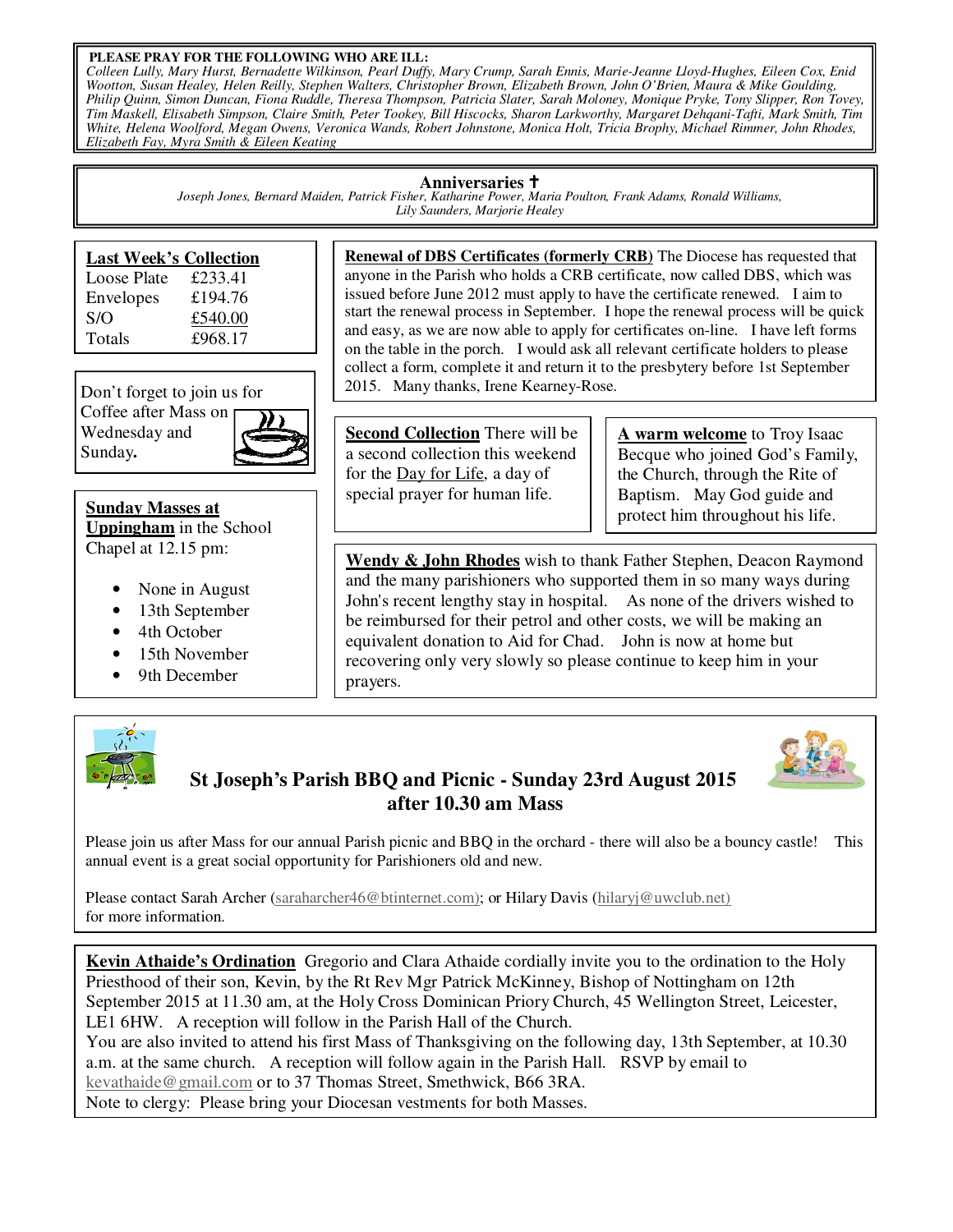**PLEASE PRAY FOR THE FOLLOWING WHO ARE ILL:**
*Colleen Lully, Mary Hurst, Bernadette Wilkinson, Pearl Duffy, Mary Crump, Sarah Ennis, Marie-Jeanne Lloyd-Hughes, Eileen Cox, Enid Wootton, Susan Healey, Helen Reilly, Stephen Walters, Christopher Brown, Elizabeth Brown, John O'Brien, Maura & Mike Goulding, Philip Quinn, Simon Duncan, Fiona Ruddle, Theresa Thompson, Patricia Slater, Sarah Moloney, Monique Pryke, Tony Slipper, Ron Tovey, Tim Maskell, Elisabeth Simpson, Claire Smith, Peter Tookey, Bill Hiscocks, Sharon Larkworthy, Margaret Dehqani-Tafti, Mark Smith, Tim White, Helena Woolford, Megan Owens, Veronica Wands, Robert Johnstone, Monica Holt, Tricia Brophy, Michael Rimmer, John Rhodes, Elizabeth Fay, Myra Smith & Eileen Keating*

**Anniversaries ✝**
*Joseph Jones, Bernard Maiden, Patrick Fisher, Katharine Power, Maria Poulton, Frank Adams, Ronald Williams, Lily Saunders, Marjorie Healey*

**Last Week's Collection**

| | |
|---|---|
| Loose Plate | £233.41 |
| Envelopes | £194.76 |
| S/O | £540.00 |
| Totals | £968.17 |

Don't forget to join us for Coffee after Mass on Wednesday and Sunday**.**

**Sunday Masses at Uppingham** in the School Chapel at 12.15 pm:

- None in August
- 13th September
- 4th October
- 15th November
- 9th December

**Renewal of DBS Certificates (formerly CRB)** The Diocese has requested that anyone in the Parish who holds a CRB certificate, now called DBS, which was issued before June 2012 must apply to have the certificate renewed. I aim to start the renewal process in September. I hope the renewal process will be quick and easy, as we are now able to apply for certificates on-line. I have left forms on the table in the porch. I would ask all relevant certificate holders to please collect a form, complete it and return it to the presbytery before 1st September 2015. Many thanks, Irene Kearney-Rose.

**Second Collection** There will be a second collection this weekend for the Day for Life, a day of special prayer for human life.

**A warm welcome** to Troy Isaac Becque who joined God's Family, the Church, through the Rite of Baptism. May God guide and protect him throughout his life.

**Wendy & John Rhodes** wish to thank Father Stephen, Deacon Raymond and the many parishioners who supported them in so many ways during John's recent lengthy stay in hospital. As none of the drivers wished to be reimbursed for their petrol and other costs, we will be making an equivalent donation to Aid for Chad. John is now at home but recovering only very slowly so please continue to keep him in your prayers.

## St Joseph's Parish BBQ and Picnic - Sunday 23rd August 2015 after 10.30 am Mass

Please join us after Mass for our annual Parish picnic and BBQ in the orchard - there will also be a bouncy castle! This annual event is a great social opportunity for Parishioners old and new.

Please contact Sarah Archer (saraharcher46@btinternet.com); or Hilary Davis (hilaryj@uwclub.net) for more information.

**Kevin Athaide's Ordination** Gregorio and Clara Athaide cordially invite you to the ordination to the Holy Priesthood of their son, Kevin, by the Rt Rev Mgr Patrick McKinney, Bishop of Nottingham on 12th September 2015 at 11.30 am, at the Holy Cross Dominican Priory Church, 45 Wellington Street, Leicester, LE1 6HW. A reception will follow in the Parish Hall of the Church.
You are also invited to attend his first Mass of Thanksgiving on the following day, 13th September, at 10.30 a.m. at the same church. A reception will follow again in the Parish Hall. RSVP by email to kevathaide@gmail.com or to 37 Thomas Street, Smethwick, B66 3RA.
Note to clergy: Please bring your Diocesan vestments for both Masses.